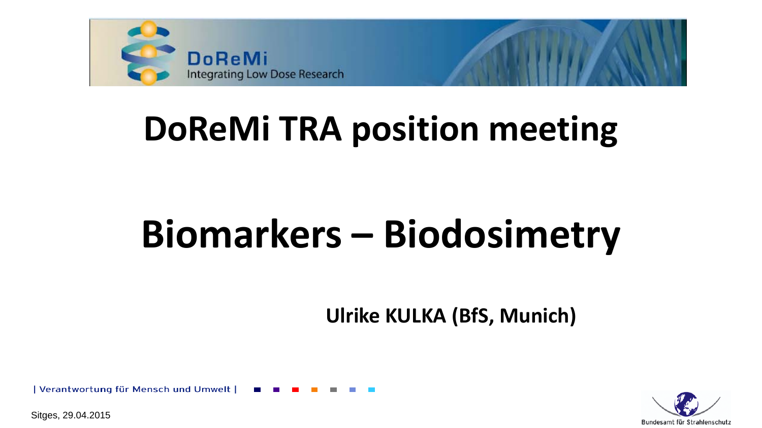DoReMi
Integrating Low Dose Research

# DoReMi TRA position meeting

# Biomarkers – Biodosimetry

**Ulrike KULKA (BfS, Munich)**

| Verantwortung für Mensch und Umwelt |

Sitges, 29.04.2015

Bundesamt für Strahlenschutz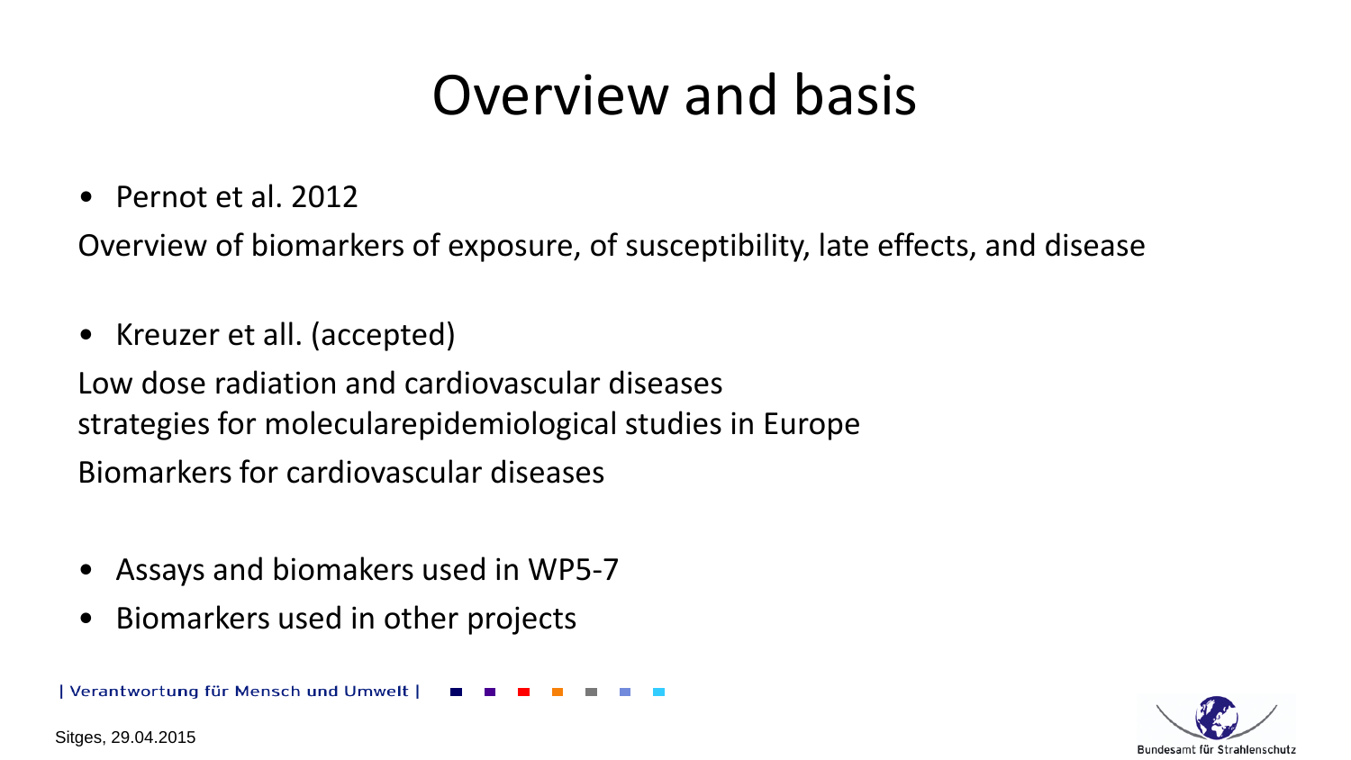# Overview and basis

- Pernot et al. 2012

Overview of biomarkers of exposure, of susceptibility, late effects, and disease

- Kreuzer et all. (accepted)

Low dose radiation and cardiovascular diseases
strategies for molecularepidemiological studies in Europe
Biomarkers for cardiovascular diseases

- Assays and biomakers used in WP5-7
- Biomarkers used in other projects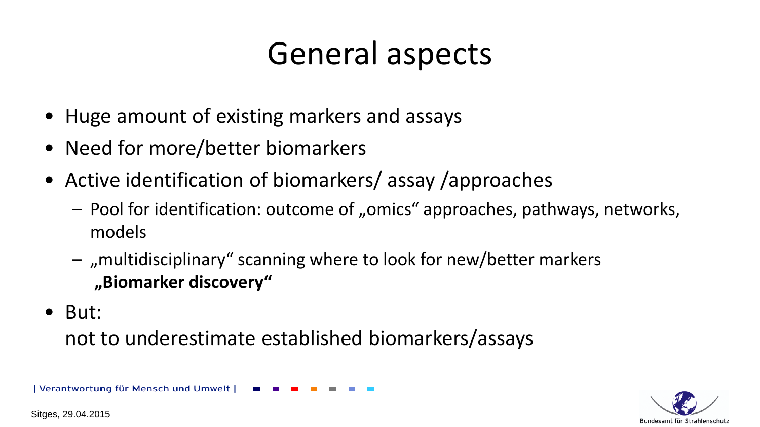# General aspects

- Huge amount of existing markers and assays
- Need for more/better biomarkers
- Active identification of biomarkers/ assay /approaches
  - Pool for identification: outcome of „omics“ approaches, pathways, networks, models
  - „multidisciplinary“ scanning where to look for new/better markers **„Biomarker discovery“**
- But:
  not to underestimate established biomarkers/assays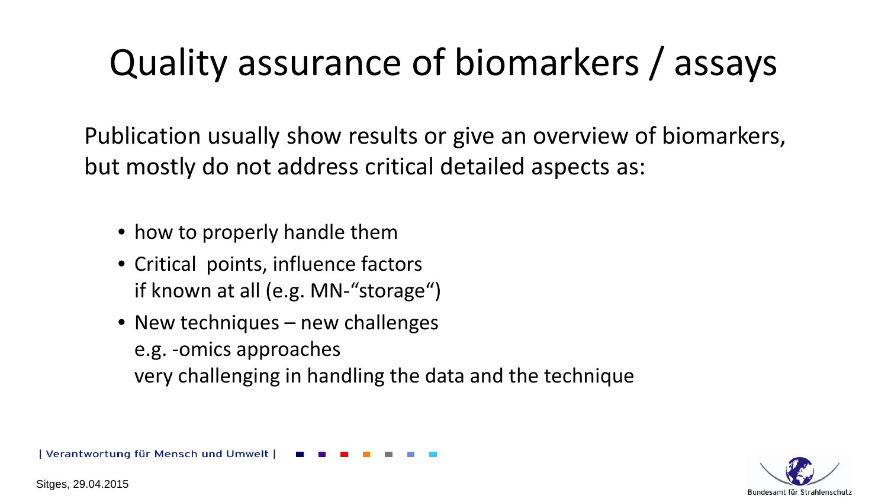# Quality assurance of biomarkers / assays

Publication usually show results or give an overview of biomarkers, but mostly do not address critical detailed aspects as:

- how to properly handle them
- Critical points, influence factors
  if known at all (e.g. MN-“storage“)
- New techniques – new challenges
  e.g. -omics approaches
  very challenging in handling the data and the technique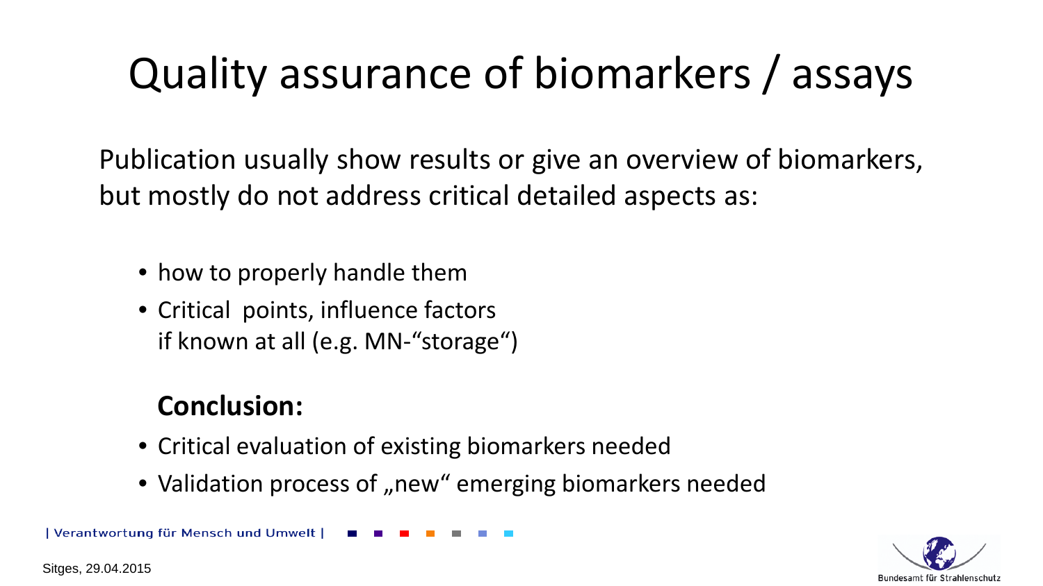# Quality assurance of biomarkers / assays

Publication usually show results or give an overview of biomarkers, but mostly do not address critical detailed aspects as:

- how to properly handle them
- Critical  points, influence factors if known at all (e.g. MN-“storage“)

**Conclusion:**

- Critical evaluation of existing biomarkers needed
- Validation process of „new“ emerging biomarkers needed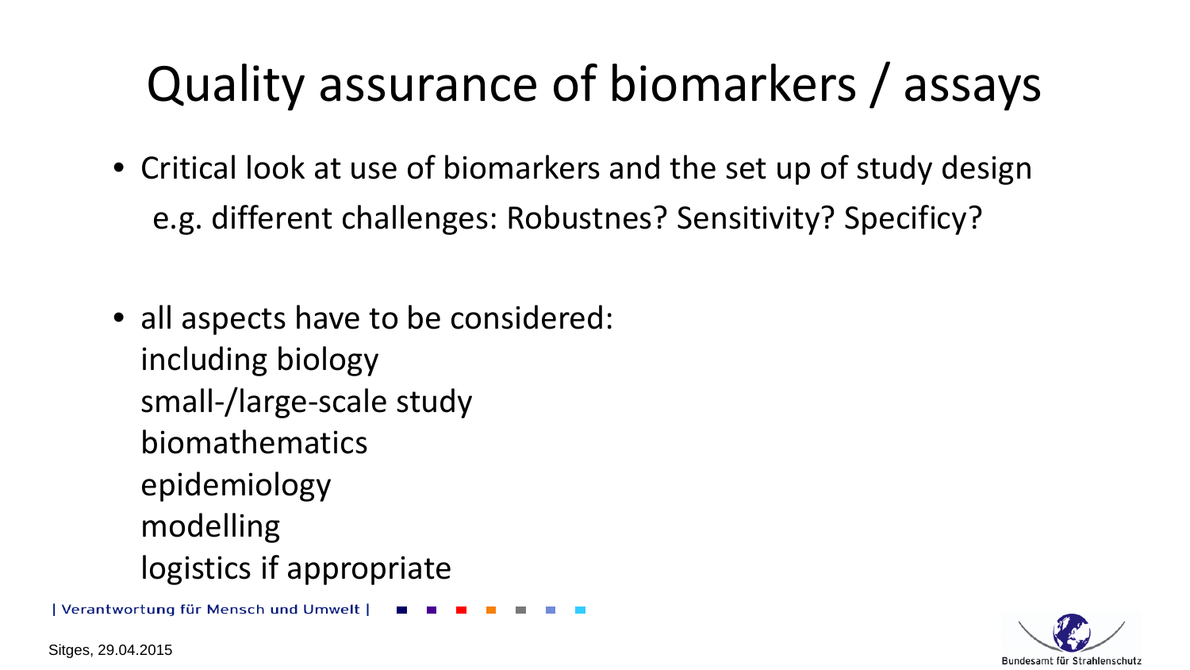# Quality assurance of biomarkers / assays

- Critical look at use of biomarkers and the set up of study design
  e.g. different challenges: Robustnes? Sensitivity? Specificy?

- all aspects have to be considered:
  including biology
  small-/large-scale study
  biomathematics
  epidemiology
  modelling
  logistics if appropriate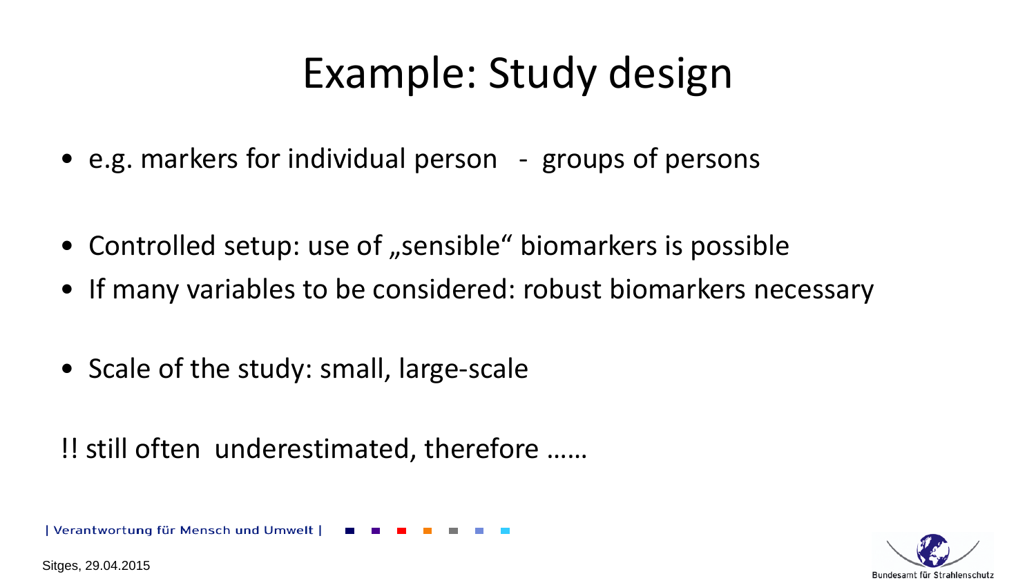# Example: Study design

- e.g. markers for individual person - groups of persons

- Controlled setup: use of „sensible“ biomarkers is possible
- If many variables to be considered: robust biomarkers necessary

- Scale of the study: small, large-scale

!! still often underestimated, therefore ……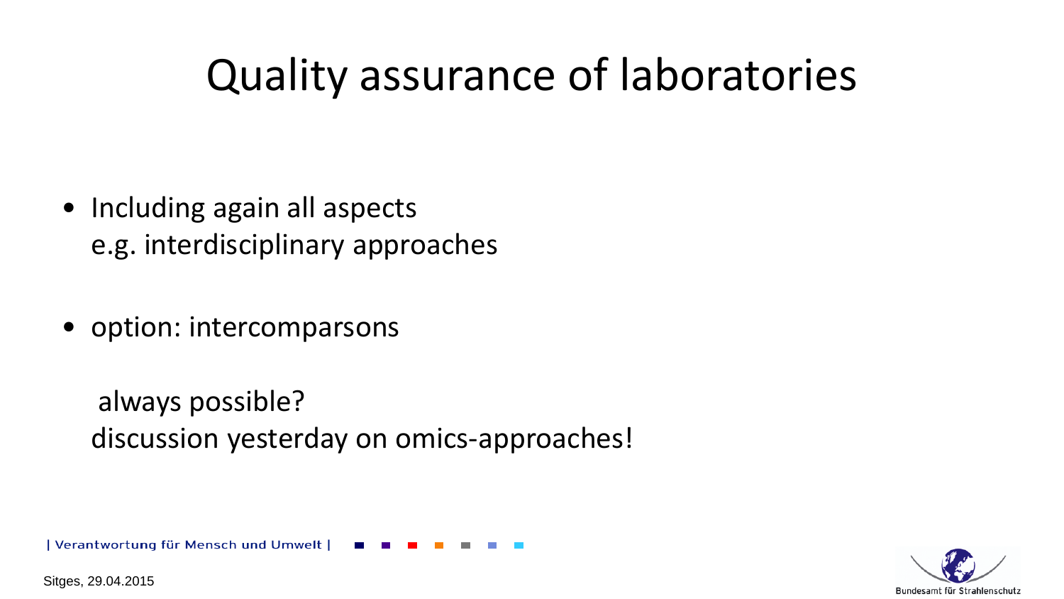# Quality assurance of laboratories

- Including again all aspects
  e.g. interdisciplinary approaches

- option: intercomparsons

  always possible?
  discussion yesterday on omics-approaches!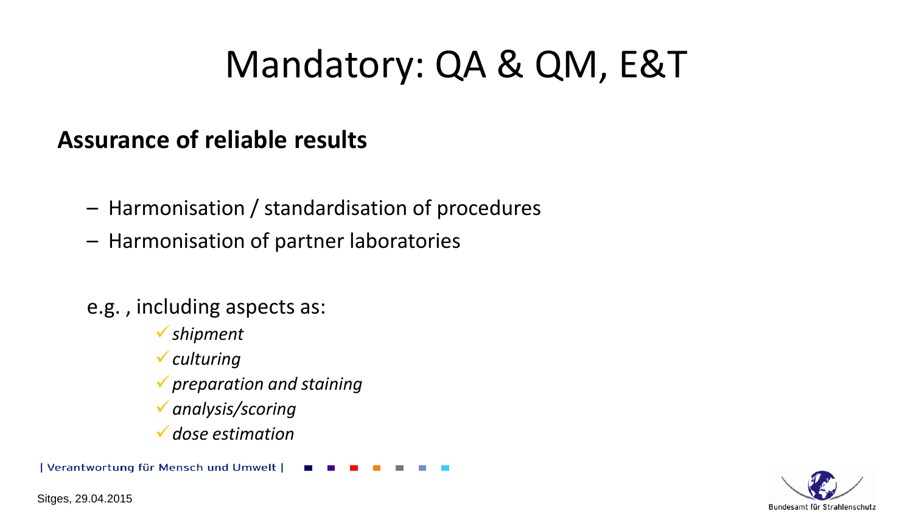# Mandatory: QA & QM, E&T

**Assurance of reliable results**

- Harmonisation / standardisation of procedures
- Harmonisation of partner laboratories

e.g. , including aspects as:

- ✓ *shipment*
- ✓ *culturing*
- ✓ *preparation and staining*
- ✓ *analysis/scoring*
- ✓ *dose estimation*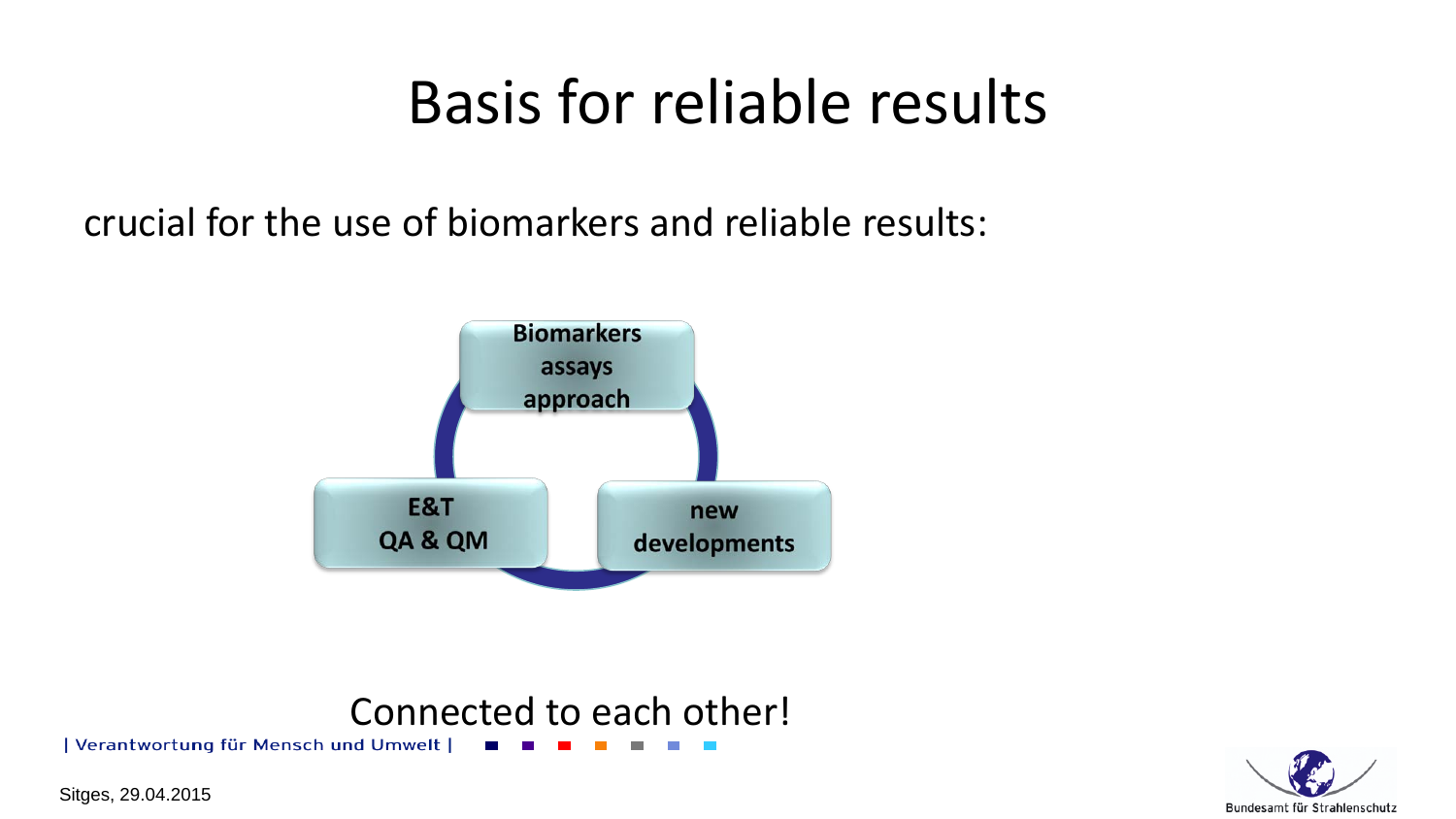# Basis for reliable results

crucial for the use of biomarkers and reliable results:

**Biomarkers assays approach**

**E&T QA & QM**

**new developments**

Connected to each other!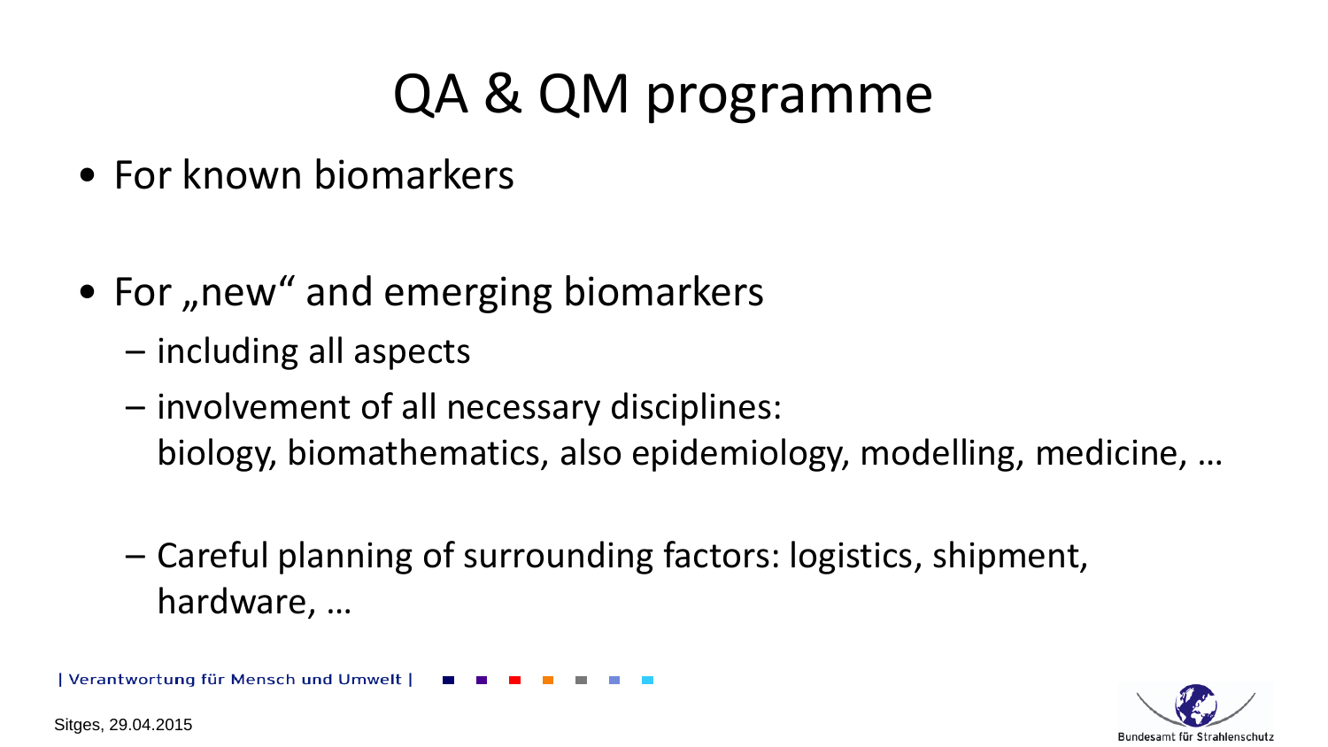# QA & QM programme

- For known biomarkers

- For „new“ and emerging biomarkers
  - including all aspects
  - involvement of all necessary disciplines: biology, biomathematics, also epidemiology, modelling, medicine, …

  - Careful planning of surrounding factors: logistics, shipment, hardware, …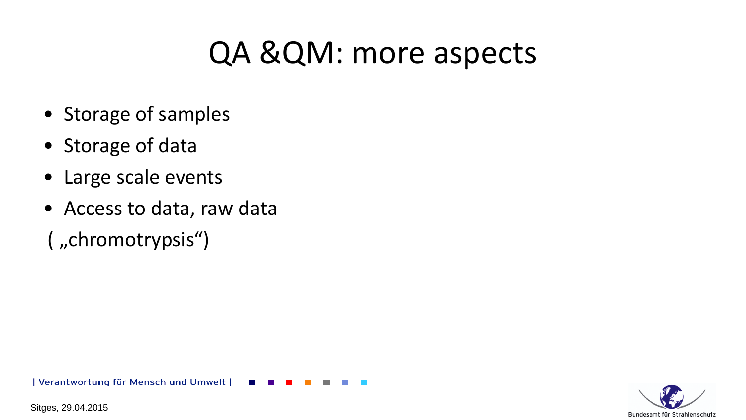# QA &QM: more aspects

- Storage of samples
- Storage of data
- Large scale events
- Access to data, raw data

( „chromotrypsis“)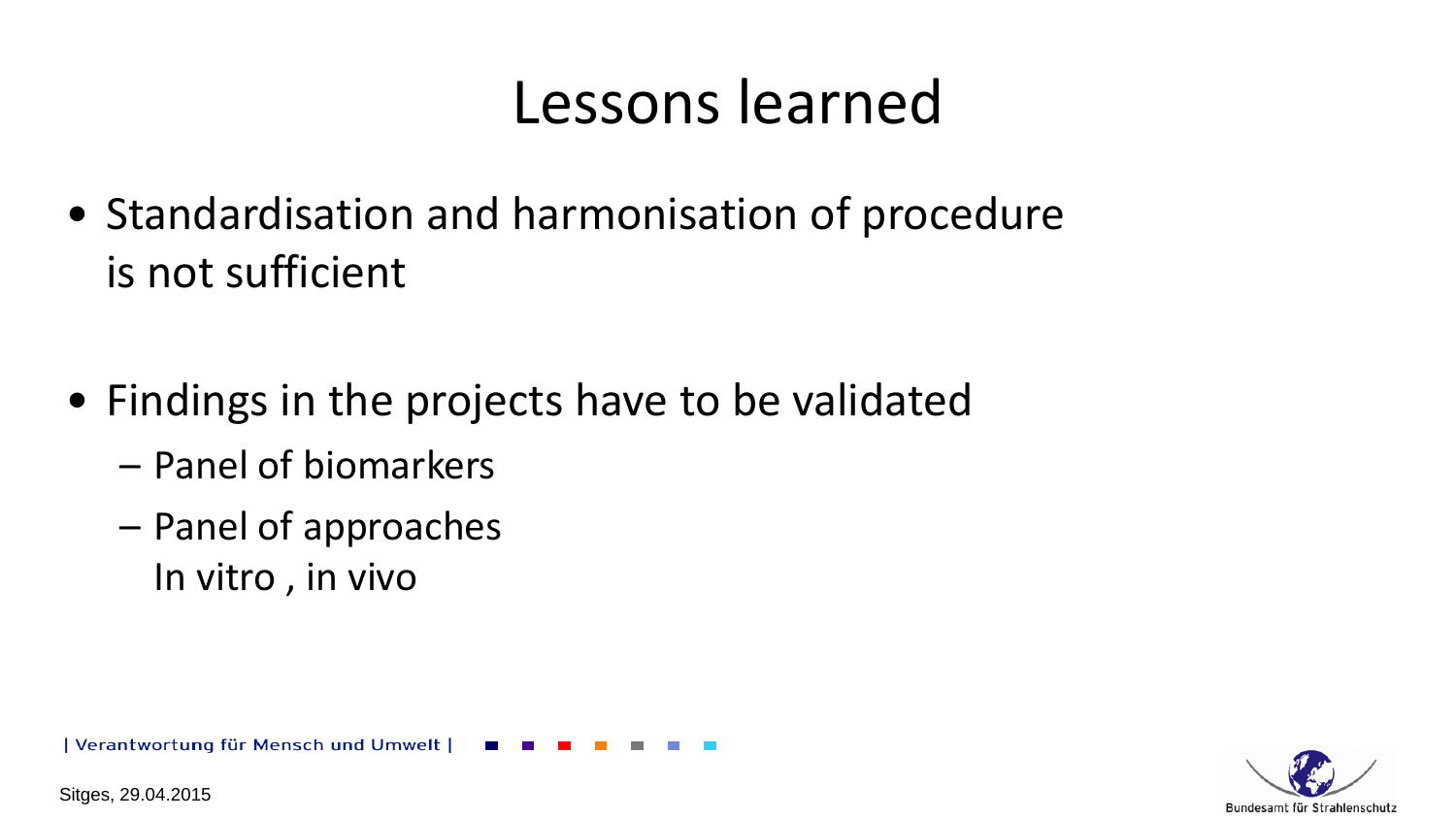# Lessons learned

- Standardisation and harmonisation of procedure is not sufficient

- Findings in the projects have to be validated
  - Panel of biomarkers
  - Panel of approaches
    In vitro , in vivo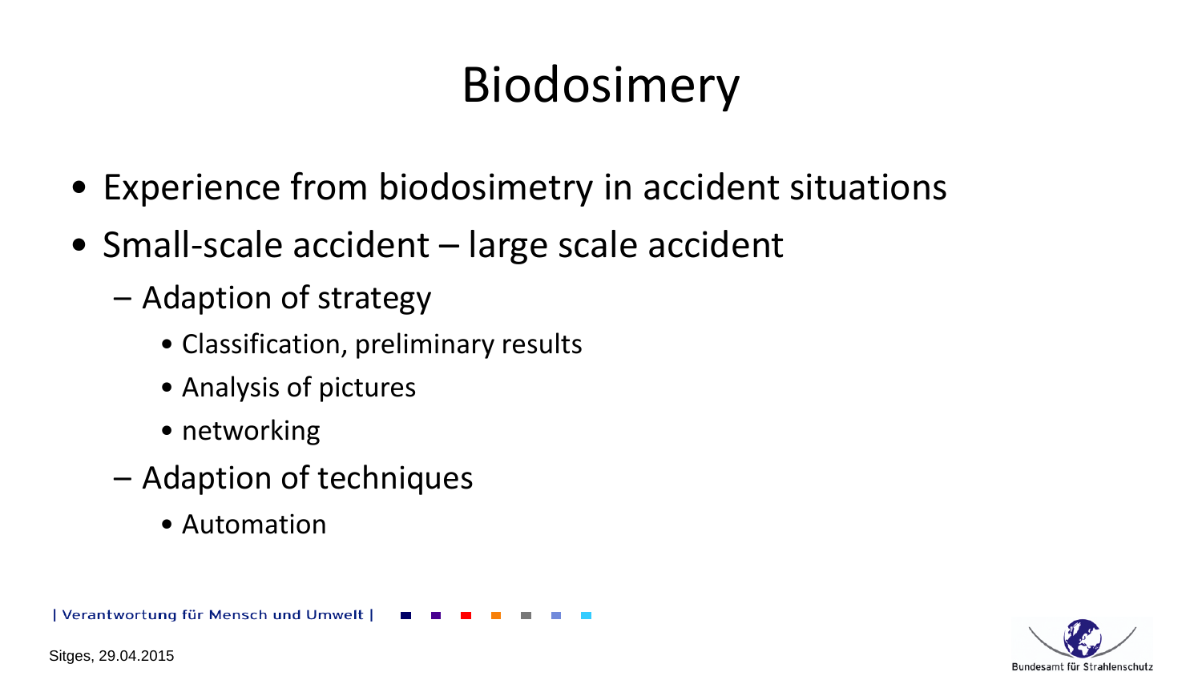# Biodosimery

- Experience from biodosimetry in accident situations
- Small-scale accident – large scale accident
  - Adaption of strategy
    - Classification, preliminary results
    - Analysis of pictures
    - networking
  - Adaption of techniques
    - Automation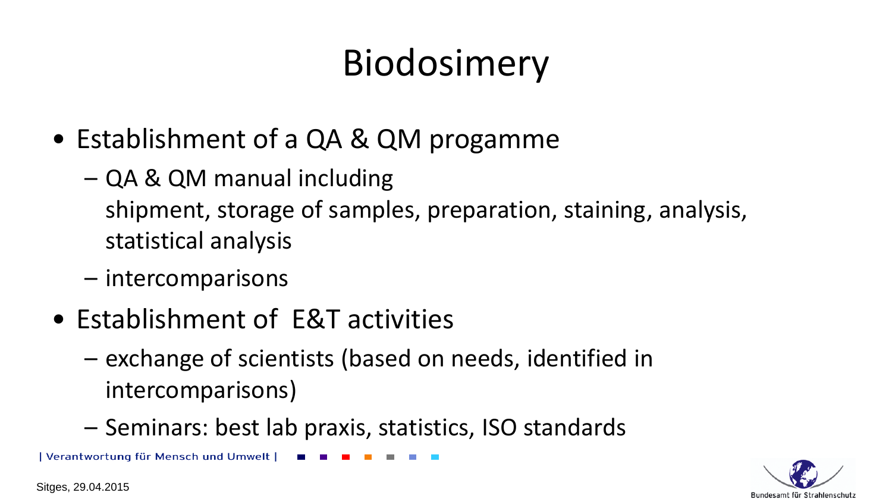# Biodosimery

- Establishment of a QA & QM progamme
  - QA & QM manual including shipment, storage of samples, preparation, staining, analysis, statistical analysis
  - intercomparisons
- Establishment of E&T activities
  - exchange of scientists (based on needs, identified in intercomparisons)
  - Seminars: best lab praxis, statistics, ISO standards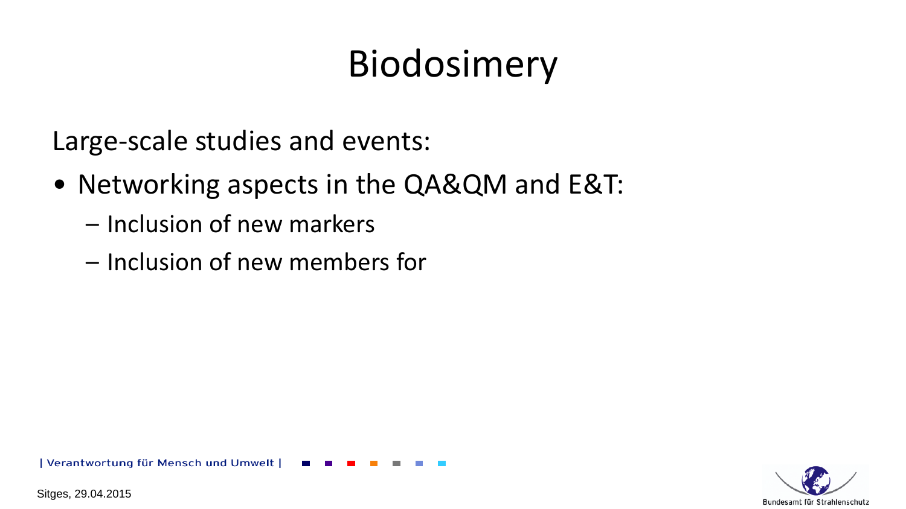# Biodosimery

Large-scale studies and events:

- Networking aspects in the QA&QM and E&T:
  - Inclusion of new markers
  - Inclusion of new members for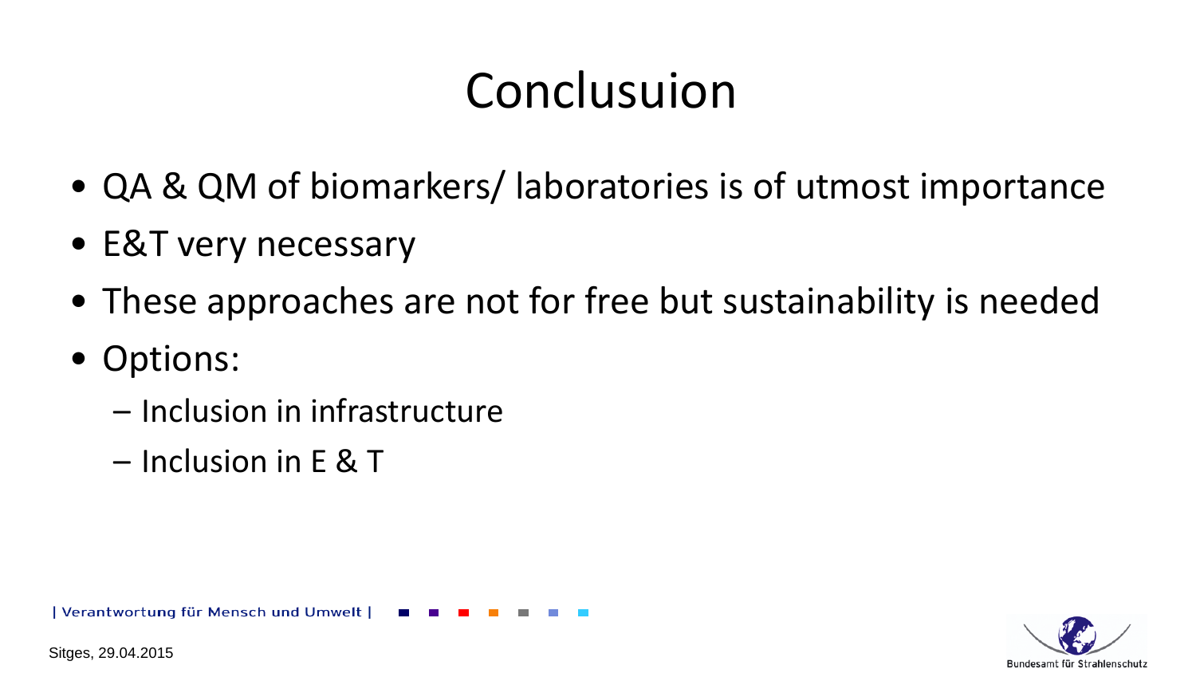# Conclusuion

- QA & QM of biomarkers/ laboratories is of utmost importance
- E&T very necessary
- These approaches are not for free but sustainability is needed
- Options:
  - Inclusion in infrastructure
  - Inclusion in E & T